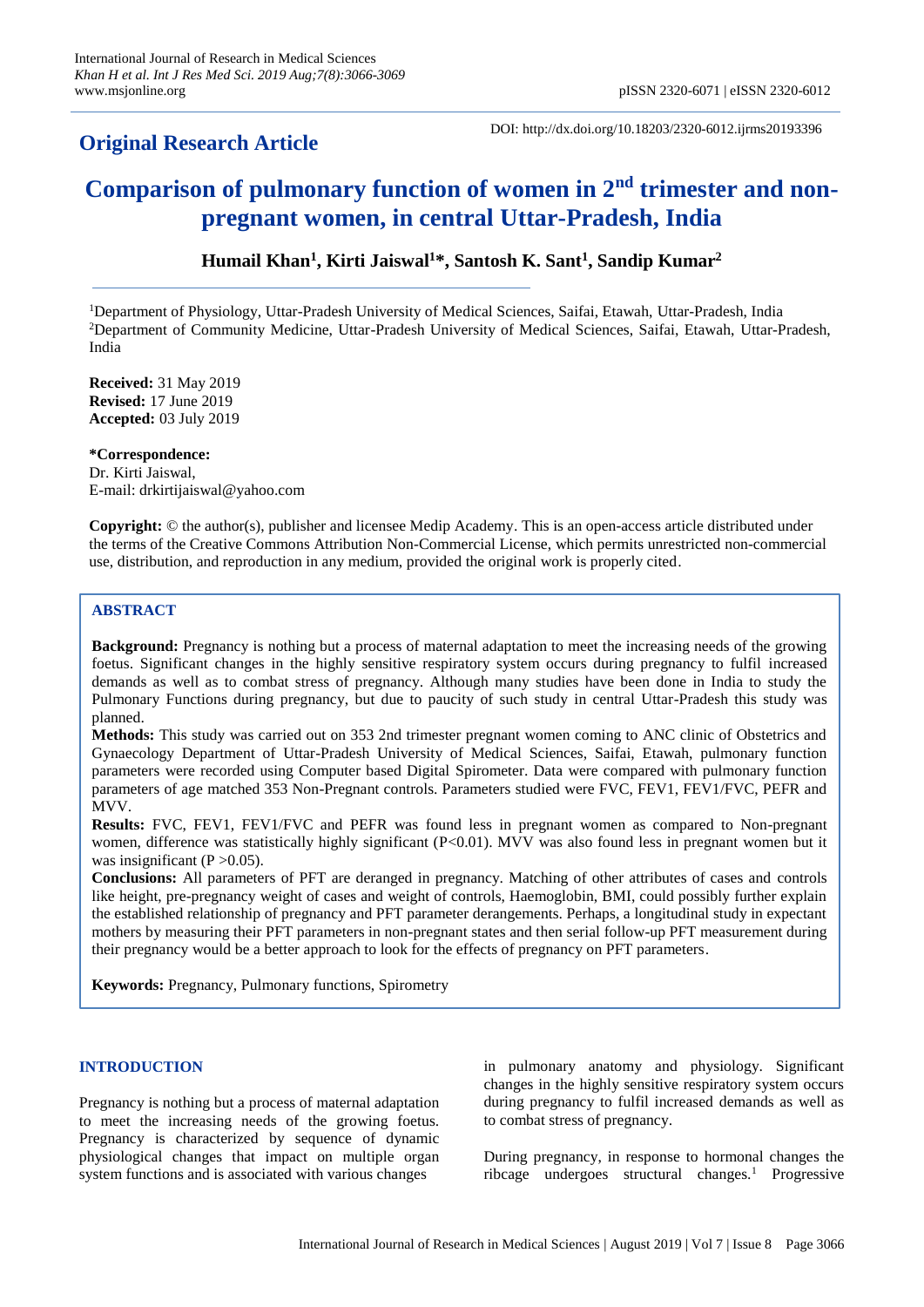**Original Research Article**

DOI: http://dx.doi.org/10.18203/2320-6012.ijrms20193396

# Comparison of pulmonary function of women in 2nd trimester and non-pregnant women, in central Uttar-Pradesh, India

**Humail Khan[1], Kirti Jaiswal[1]*, Santosh K. Sant[1], Sandip Kumar[2]**

[1]Department of Physiology, Uttar-Pradesh University of Medical Sciences, Saifai, Etawah, Uttar-Pradesh, India
[2]Department of Community Medicine, Uttar-Pradesh University of Medical Sciences, Saifai, Etawah, Uttar-Pradesh, India

**Received:** 31 May 2019
**Revised:** 17 June 2019
**Accepted:** 03 July 2019

***Correspondence:**
Dr. Kirti Jaiswal,
E-mail: drkirtijaiswal@yahoo.com

**Copyright:** © the author(s), publisher and licensee Medip Academy. This is an open-access article distributed under the terms of the Creative Commons Attribution Non-Commercial License, which permits unrestricted non-commercial use, distribution, and reproduction in any medium, provided the original work is properly cited.

## ABSTRACT

**Background:** Pregnancy is nothing but a process of maternal adaptation to meet the increasing needs of the growing foetus. Significant changes in the highly sensitive respiratory system occurs during pregnancy to fulfil increased demands as well as to combat stress of pregnancy. Although many studies have been done in India to study the Pulmonary Functions during pregnancy, but due to paucity of such study in central Uttar-Pradesh this study was planned.

**Methods:** This study was carried out on 353 2nd trimester pregnant women coming to ANC clinic of Obstetrics and Gynaecology Department of Uttar-Pradesh University of Medical Sciences, Saifai, Etawah, pulmonary function parameters were recorded using Computer based Digital Spirometer. Data were compared with pulmonary function parameters of age matched 353 Non-Pregnant controls. Parameters studied were FVC, FEV1, FEV1/FVC, PEFR and MVV.

**Results:** FVC, FEV1, FEV1/FVC and PEFR was found less in pregnant women as compared to Non-pregnant women, difference was statistically highly significant ($P<0.01$). MVV was also found less in pregnant women but it was insignificant ($P>0.05$).

**Conclusions:** All parameters of PFT are deranged in pregnancy. Matching of other attributes of cases and controls like height, pre-pregnancy weight of cases and weight of controls, Haemoglobin, BMI, could possibly further explain the established relationship of pregnancy and PFT parameter derangements. Perhaps, a longitudinal study in expectant mothers by measuring their PFT parameters in non-pregnant states and then serial follow-up PFT measurement during their pregnancy would be a better approach to look for the effects of pregnancy on PFT parameters.

**Keywords:** Pregnancy, Pulmonary functions, Spirometry

## INTRODUCTION

Pregnancy is nothing but a process of maternal adaptation to meet the increasing needs of the growing foetus. Pregnancy is characterized by sequence of dynamic physiological changes that impact on multiple organ system functions and is associated with various changes in pulmonary anatomy and physiology. Significant changes in the highly sensitive respiratory system occurs during pregnancy to fulfil increased demands as well as to combat stress of pregnancy.

During pregnancy, in response to hormonal changes the ribcage undergoes structural changes.[1] Progressive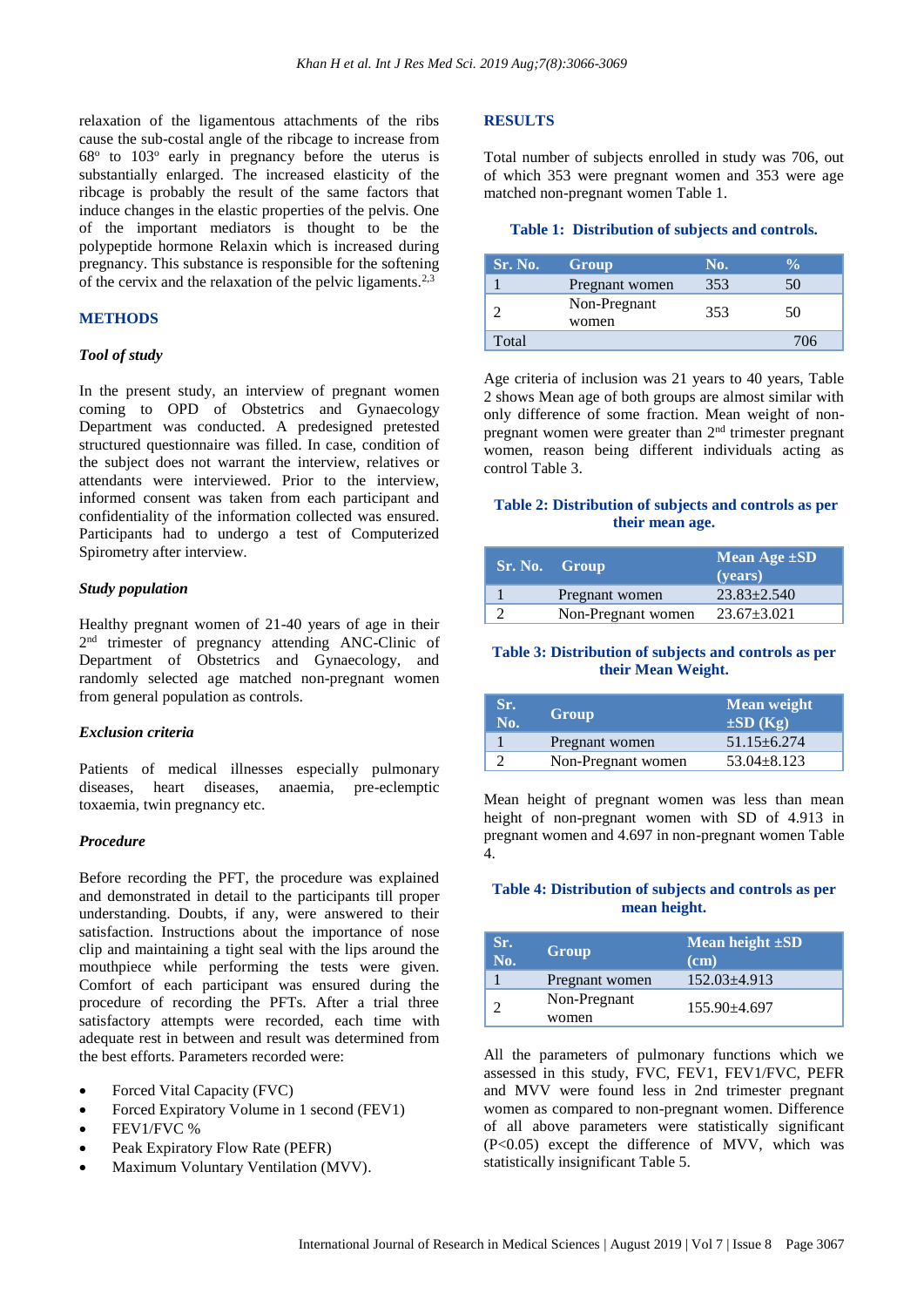relaxation of the ligamentous attachments of the ribs cause the sub-costal angle of the ribcage to increase from 68° to 103° early in pregnancy before the uterus is substantially enlarged. The increased elasticity of the ribcage is probably the result of the same factors that induce changes in the elastic properties of the pelvis. One of the important mediators is thought to be the polypeptide hormone Relaxin which is increased during pregnancy. This substance is responsible for the softening of the cervix and the relaxation of the pelvic ligaments.[2,3]

## METHODS

### *Tool of study*

In the present study, an interview of pregnant women coming to OPD of Obstetrics and Gynaecology Department was conducted. A predesigned pretested structured questionnaire was filled. In case, condition of the subject does not warrant the interview, relatives or attendants were interviewed. Prior to the interview, informed consent was taken from each participant and confidentiality of the information collected was ensured. Participants had to undergo a test of Computerized Spirometry after interview.

### *Study population*

Healthy pregnant women of 21-40 years of age in their 2nd trimester of pregnancy attending ANC-Clinic of Department of Obstetrics and Gynaecology, and randomly selected age matched non-pregnant women from general population as controls.

### *Exclusion criteria*

Patients of medical illnesses especially pulmonary diseases, heart diseases, anaemia, pre-eclamptic toxaemia, twin pregnancy etc.

### *Procedure*

Before recording the PFT, the procedure was explained and demonstrated in detail to the participants till proper understanding. Doubts, if any, were answered to their satisfaction. Instructions about the importance of nose clip and maintaining a tight seal with the lips around the mouthpiece while performing the tests were given. Comfort of each participant was ensured during the procedure of recording the PFTs. After a trial three satisfactory attempts were recorded, each time with adequate rest in between and result was determined from the best efforts. Parameters recorded were:

- Forced Vital Capacity (FVC)
- Forced Expiratory Volume in 1 second (FEV1)
- FEV1/FVC %
- Peak Expiratory Flow Rate (PEFR)
- Maximum Voluntary Ventilation (MVV).

## RESULTS

Total number of subjects enrolled in study was 706, out of which 353 were pregnant women and 353 were age matched non-pregnant women Table 1.

**Table 1: Distribution of subjects and controls.**

| Sr. No. | Group | No. | % |
|---|---|---|---|
| 1 | Pregnant women | 353 | 50 |
| 2 | Non-Pregnant women | 353 | 50 |
| Total | | | 706 |

Age criteria of inclusion was 21 years to 40 years, Table 2 shows Mean age of both groups are almost similar with only difference of some fraction. Mean weight of non-pregnant women were greater than 2nd trimester pregnant women, reason being different individuals acting as control Table 3.

**Table 2: Distribution of subjects and controls as per their mean age.**

| Sr. No. | Group | Mean Age ±SD (years) |
|---|---|---|
| 1 | Pregnant women | 23.83±2.540 |
| 2 | Non-Pregnant women | 23.67±3.021 |

**Table 3: Distribution of subjects and controls as per their Mean Weight.**

| Sr. No. | Group | Mean weight ±SD (Kg) |
|---|---|---|
| 1 | Pregnant women | 51.15±6.274 |
| 2 | Non-Pregnant women | 53.04±8.123 |

Mean height of pregnant women was less than mean height of non-pregnant women with SD of 4.913 in pregnant women and 4.697 in non-pregnant women Table 4.

**Table 4: Distribution of subjects and controls as per mean height.**

| Sr. No. | Group | Mean height ±SD (cm) |
|---|---|---|
| 1 | Pregnant women | 152.03±4.913 |
| 2 | Non-Pregnant women | 155.90±4.697 |

All the parameters of pulmonary functions which we assessed in this study, FVC, FEV1, FEV1/FVC, PEFR and MVV were found less in 2nd trimester pregnant women as compared to non-pregnant women. Difference of all above parameters were statistically significant ($P<0.05$) except the difference of MVV, which was statistically insignificant Table 5.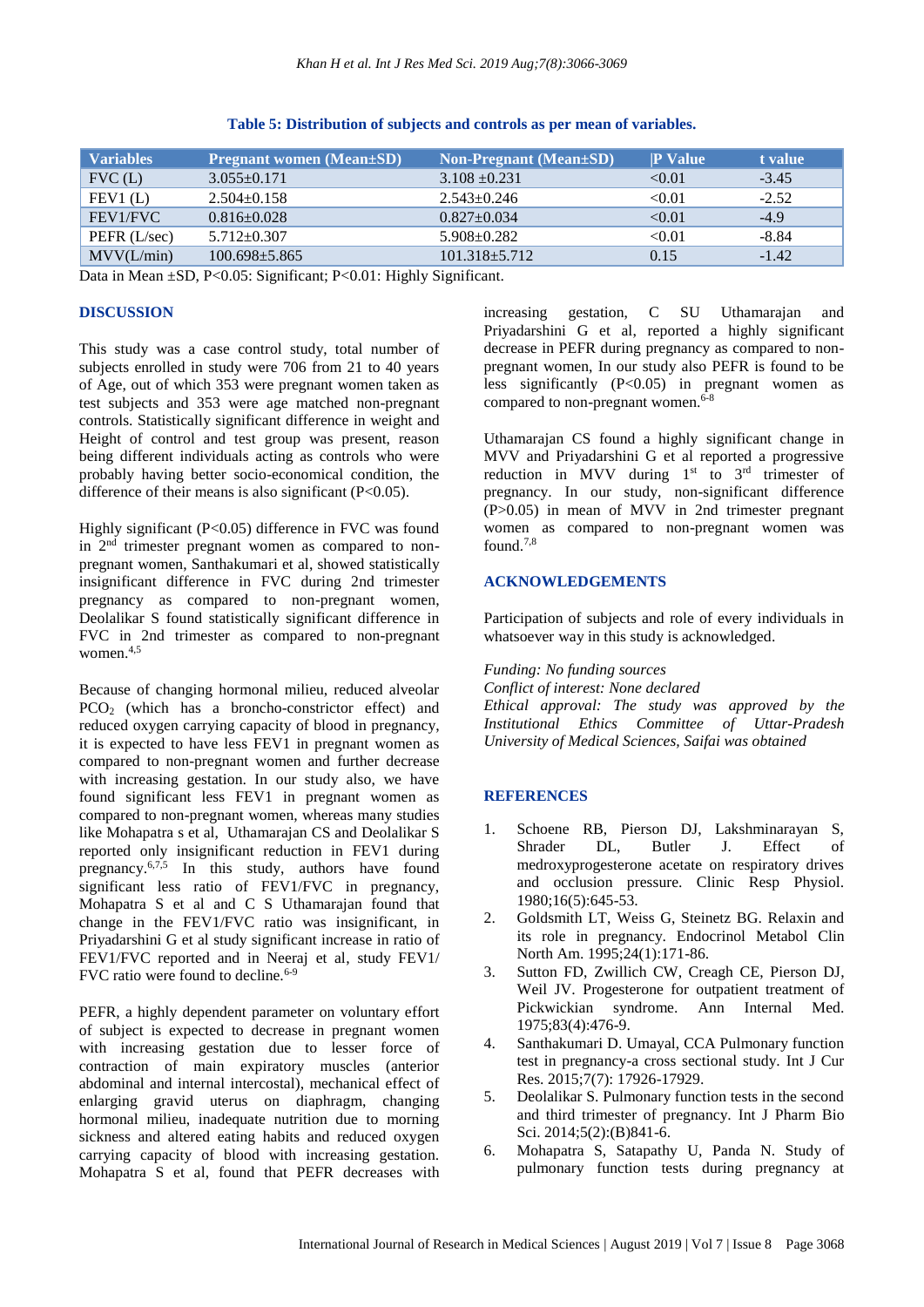**Table 5: Distribution of subjects and controls as per mean of variables.**

| Variables | Pregnant women (Mean±SD) | Non-Pregnant (Mean±SD) | P Value | t value |
|---|---|---|---|---|
| FVC (L) | 3.055±0.171 | 3.108 ±0.231 | <0.01 | -3.45 |
| FEV1 (L) | 2.504±0.158 | 2.543±0.246 | <0.01 | -2.52 |
| FEV1/FVC | 0.816±0.028 | 0.827±0.034 | <0.01 | -4.9 |
| PEFR (L/sec) | 5.712±0.307 | 5.908±0.282 | <0.01 | -8.84 |
| MVV(L/min) | 100.698±5.865 | 101.318±5.712 | 0.15 | -1.42 |

Data in Mean ±SD, P<0.05: Significant; P<0.01: Highly Significant.

## DISCUSSION

This study was a case control study, total number of subjects enrolled in study were 706 from 21 to 40 years of Age, out of which 353 were pregnant women taken as test subjects and 353 were age matched non-pregnant controls. Statistically significant difference in weight and Height of control and test group was present, reason being different individuals acting as controls who were probably having better socio-economical condition, the difference of their means is also significant (P<0.05).

Highly significant (P<0.05) difference in FVC was found in 2nd trimester pregnant women as compared to non-pregnant women, Santhakumari et al, showed statistically insignificant difference in FVC during 2nd trimester pregnancy as compared to non-pregnant women, Deolalikar S found statistically significant difference in FVC in 2nd trimester as compared to non-pregnant women.[4,5]

Because of changing hormonal milieu, reduced alveolar $PCO_2$ (which has a broncho-constrictor effect) and reduced oxygen carrying capacity of blood in pregnancy, it is expected to have less FEV1 in pregnant women as compared to non-pregnant women and further decrease with increasing gestation. In our study also, we have found significant less FEV1 in pregnant women as compared to non-pregnant women, whereas many studies like Mohapatra s et al, Uthamarajan CS and Deolalikar S reported only insignificant reduction in FEV1 during pregnancy.[6,7,5] In this study, authors have found significant less ratio of FEV1/FVC in pregnancy, Mohapatra S et al and C S Uthamarajan found that change in the FEV1/FVC ratio was insignificant, in Priyadarshini G et al study significant increase in ratio of FEV1/FVC reported and in Neeraj et al, study FEV1/ FVC ratio were found to decline.[6-9]

PEFR, a highly dependent parameter on voluntary effort of subject is expected to decrease in pregnant women with increasing gestation due to lesser force of contraction of main expiratory muscles (anterior abdominal and internal intercostal), mechanical effect of enlarging gravid uterus on diaphragm, changing hormonal milieu, inadequate nutrition due to morning sickness and altered eating habits and reduced oxygen carrying capacity of blood with increasing gestation. Mohapatra S et al, found that PEFR decreases with increasing gestation, C SU Uthamarajan and Priyadarshini G et al, reported a highly significant decrease in PEFR during pregnancy as compared to non-pregnant women, In our study also PEFR is found to be less significantly (P<0.05) in pregnant women as compared to non-pregnant women.[6-8]

Uthamarajan CS found a highly significant change in MVV and Priyadarshini G et al reported a progressive reduction in MVV during 1st to 3rd trimester of pregnancy. In our study, non-significant difference (P>0.05) in mean of MVV in 2nd trimester pregnant women as compared to non-pregnant women was found.[7,8]

## ACKNOWLEDGEMENTS

Participation of subjects and role of every individuals in whatsoever way in this study is acknowledged.

*Funding: No funding sources*
*Conflict of interest: None declared*
*Ethical approval: The study was approved by the Institutional Ethics Committee of Uttar-Pradesh University of Medical Sciences, Saifai was obtained*

## REFERENCES

1. Schoene RB, Pierson DJ, Lakshminarayan S, Shrader DL, Butler J. Effect of medroxyprogesterone acetate on respiratory drives and occlusion pressure. Clinic Resp Physiol. 1980;16(5):645-53.
2. Goldsmith LT, Weiss G, Steinetz BG. Relaxin and its role in pregnancy. Endocrinol Metabol Clin North Am. 1995;24(1):171-86.
3. Sutton FD, Zwillich CW, Creagh CE, Pierson DJ, Weil JV. Progesterone for outpatient treatment of Pickwickian syndrome. Ann Internal Med. 1975;83(4):476-9.
4. Santhakumari D. Umayal, CCA Pulmonary function test in pregnancy-a cross sectional study. Int J Cur Res. 2015;7(7): 17926-17929.
5. Deolalikar S. Pulmonary function tests in the second and third trimester of pregnancy. Int J Pharm Bio Sci. 2014;5(2):(B)841-6.
6. Mohapatra S, Satapathy U, Panda N. Study of pulmonary function tests during pregnancy at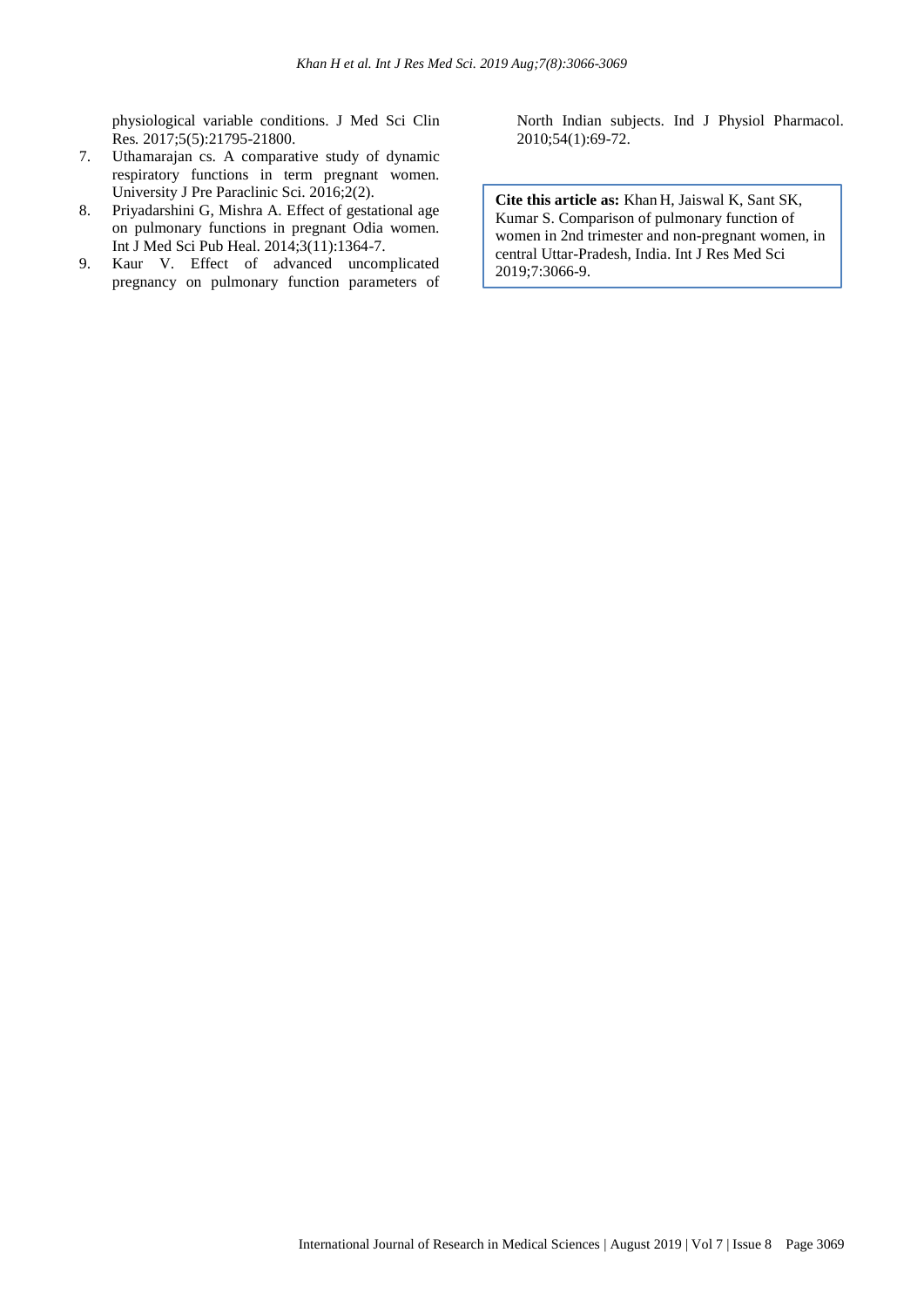physiological variable conditions. J Med Sci Clin Res. 2017;5(5):21795-21800.

7. Uthamarajan cs. A comparative study of dynamic respiratory functions in term pregnant women. University J Pre Paraclinic Sci. 2016;2(2).
8. Priyadarshini G, Mishra A. Effect of gestational age on pulmonary functions in pregnant Odia women. Int J Med Sci Pub Heal. 2014;3(11):1364-7.
9. Kaur V. Effect of advanced uncomplicated pregnancy on pulmonary function parameters of North Indian subjects. Ind J Physiol Pharmacol. 2010;54(1):69-72.

**Cite this article as:** Khan H, Jaiswal K, Sant SK, Kumar S. Comparison of pulmonary function of women in 2nd trimester and non-pregnant women, in central Uttar-Pradesh, India. Int J Res Med Sci 2019;7:3066-9.